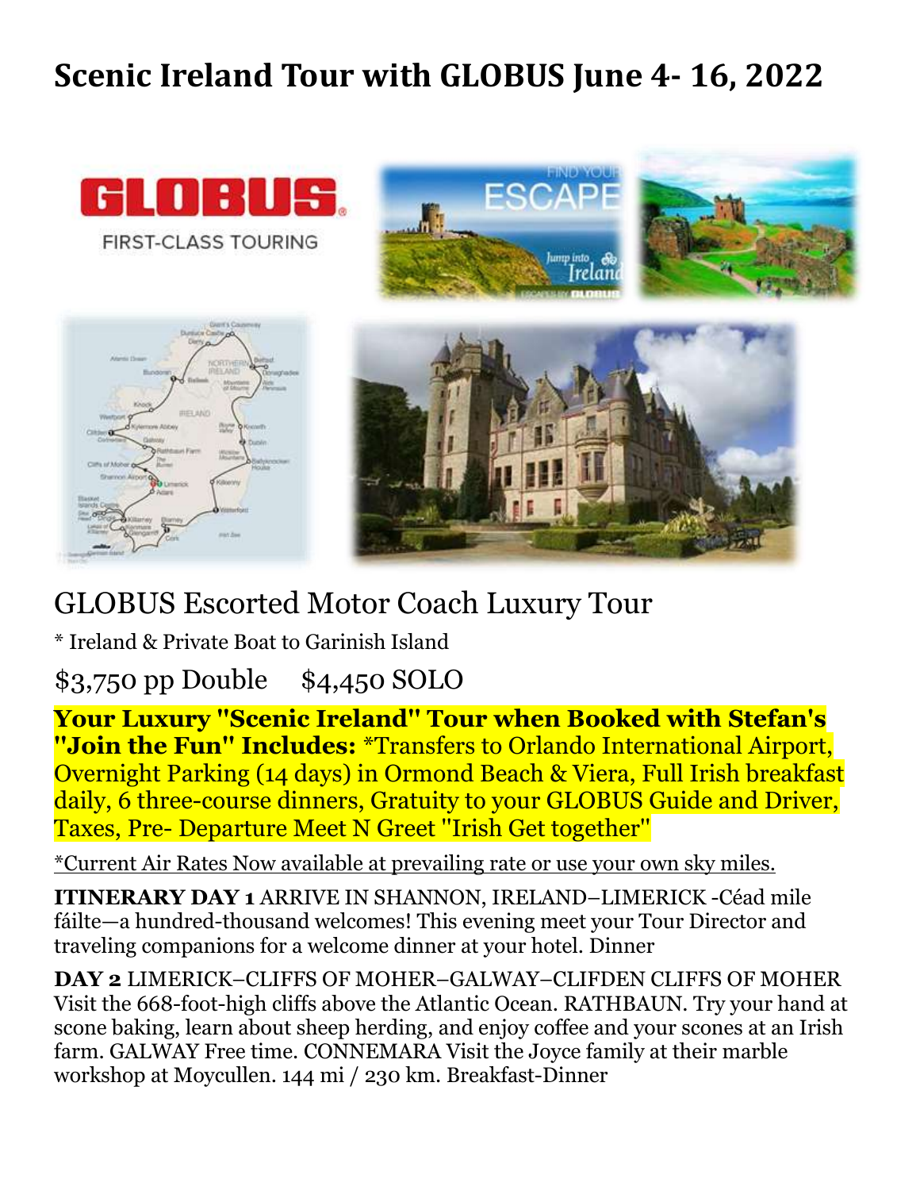# Scenic Ireland Tour with GLOBUS June 4- 16, 2022

## GLOBUS Escorted Motor Coach Luxury Tour

* Ireland & Private Boat to Garinish Island

$3,750 pp Double     $4,450 SOLO

**Your Luxury "Scenic Ireland" Tour when Booked with Stefan's "Join the Fun" Includes:** *Transfers to Orlando International Airport, Overnight Parking (14 days) in Ormond Beach & Viera, Full Irish breakfast daily, 6 three-course dinners, Gratuity to your GLOBUS Guide and Driver, Taxes, Pre- Departure Meet N Greet "Irish Get together"

*Current Air Rates Now available at prevailing rate or use your own sky miles.

**ITINERARY DAY 1** ARRIVE IN SHANNON, IRELAND–LIMERICK -Céad mile fáilte—a hundred-thousand welcomes! This evening meet your Tour Director and traveling companions for a welcome dinner at your hotel. Dinner

**DAY 2** LIMERICK–CLIFFS OF MOHER–GALWAY–CLIFDEN CLIFFS OF MOHER Visit the 668-foot-high cliffs above the Atlantic Ocean. RATHBAUN. Try your hand at scone baking, learn about sheep herding, and enjoy coffee and your scones at an Irish farm. GALWAY Free time. CONNEMARA Visit the Joyce family at their marble workshop at Moycullen. 144 mi / 230 km. Breakfast-Dinner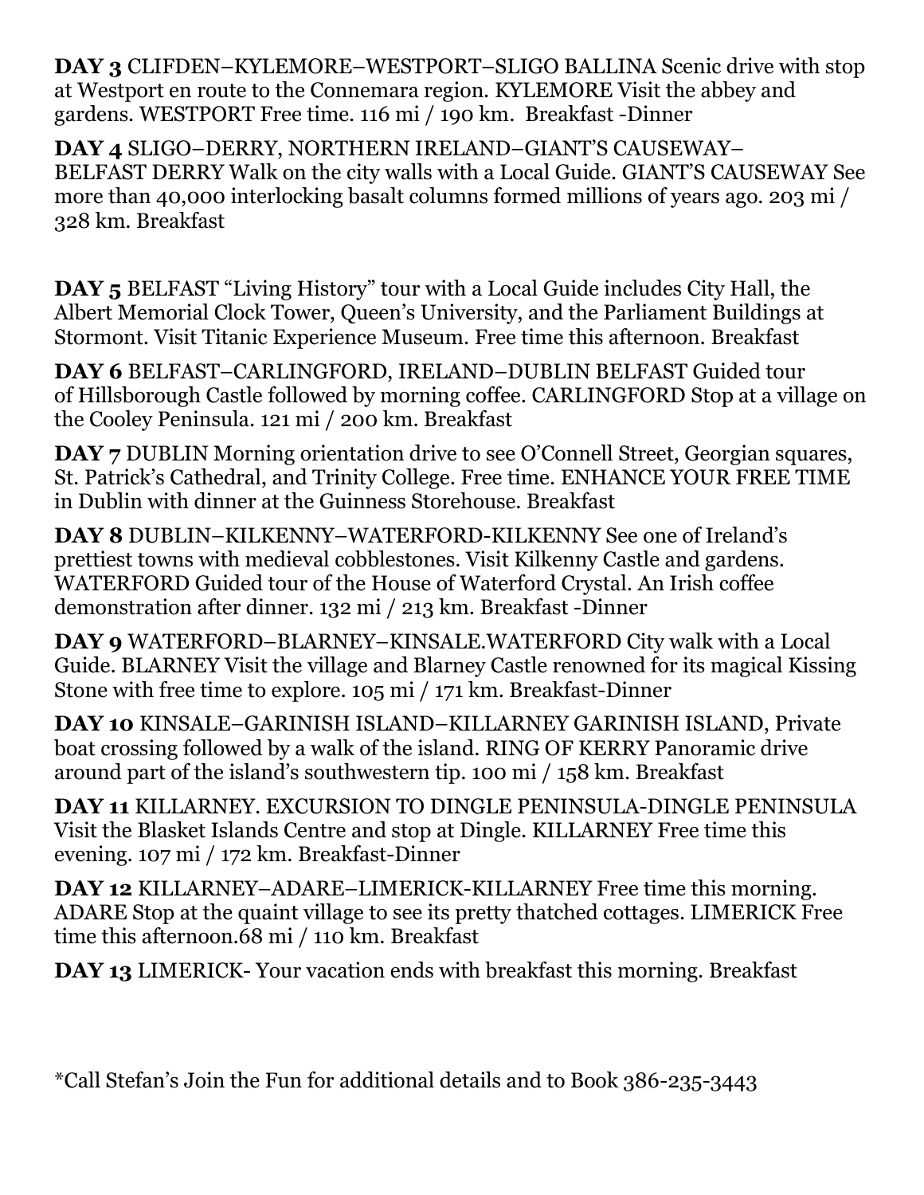**DAY 3** CLIFDEN–KYLEMORE–WESTPORT–SLIGO BALLINA Scenic drive with stop at Westport en route to the Connemara region. KYLEMORE Visit the abbey and gardens. WESTPORT Free time. 116 mi / 190 km. Breakfast -Dinner

**DAY 4** SLIGO–DERRY, NORTHERN IRELAND–GIANT'S CAUSEWAY–BELFAST DERRY Walk on the city walls with a Local Guide. GIANT'S CAUSEWAY See more than 40,000 interlocking basalt columns formed millions of years ago. 203 mi / 328 km. Breakfast

**DAY 5** BELFAST "Living History" tour with a Local Guide includes City Hall, the Albert Memorial Clock Tower, Queen's University, and the Parliament Buildings at Stormont. Visit Titanic Experience Museum. Free time this afternoon. Breakfast

**DAY 6** BELFAST–CARLINGFORD, IRELAND–DUBLIN BELFAST Guided tour of Hillsborough Castle followed by morning coffee. CARLINGFORD Stop at a village on the Cooley Peninsula. 121 mi / 200 km. Breakfast

**DAY 7** DUBLIN Morning orientation drive to see O'Connell Street, Georgian squares, St. Patrick's Cathedral, and Trinity College. Free time. ENHANCE YOUR FREE TIME in Dublin with dinner at the Guinness Storehouse. Breakfast

**DAY 8** DUBLIN–KILKENNY–WATERFORD-KILKENNY See one of Ireland's prettiest towns with medieval cobblestones. Visit Kilkenny Castle and gardens. WATERFORD Guided tour of the House of Waterford Crystal. An Irish coffee demonstration after dinner. 132 mi / 213 km. Breakfast -Dinner

**DAY 9** WATERFORD–BLARNEY–KINSALE.WATERFORD City walk with a Local Guide. BLARNEY Visit the village and Blarney Castle renowned for its magical Kissing Stone with free time to explore. 105 mi / 171 km. Breakfast-Dinner

**DAY 10** KINSALE–GARINISH ISLAND–KILLARNEY GARINISH ISLAND, Private boat crossing followed by a walk of the island. RING OF KERRY Panoramic drive around part of the island's southwestern tip. 100 mi / 158 km. Breakfast

**DAY 11** KILLARNEY. EXCURSION TO DINGLE PENINSULA-DINGLE PENINSULA Visit the Blasket Islands Centre and stop at Dingle. KILLARNEY Free time this evening. 107 mi / 172 km. Breakfast-Dinner

**DAY 12** KILLARNEY–ADARE–LIMERICK-KILLARNEY Free time this morning. ADARE Stop at the quaint village to see its pretty thatched cottages. LIMERICK Free time this afternoon.68 mi / 110 km. Breakfast

**DAY 13** LIMERICK- Your vacation ends with breakfast this morning. Breakfast

*Call Stefan's Join the Fun for additional details and to Book 386-235-3443